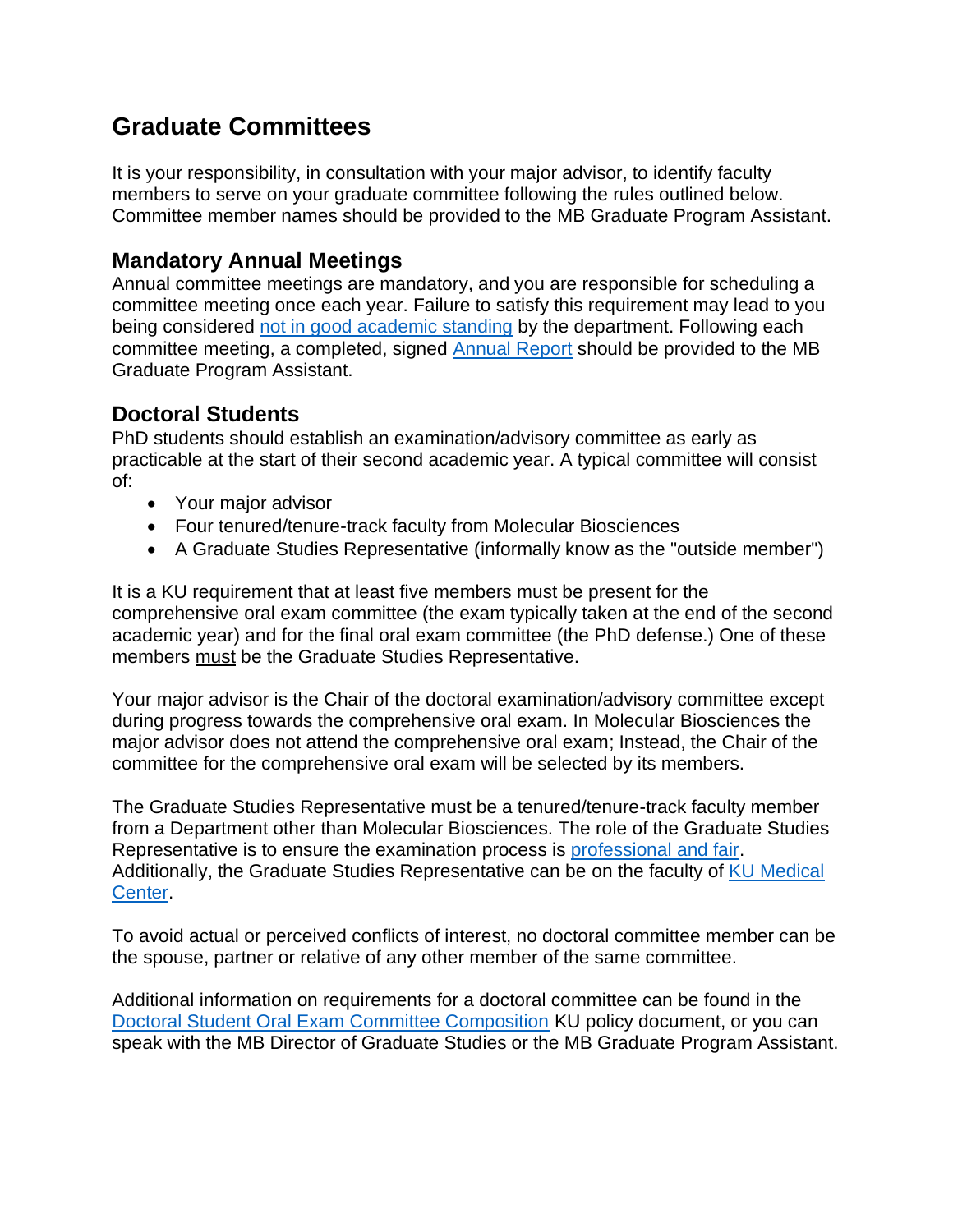# Graduate Committees

It is your responsibility, in consultation with your major advisor, to identify faculty members to serve on your graduate committee following the rules outlined below. Committee member names should be provided to the MB Graduate Program Assistant.

## Mandatory Annual Meetings

Annual committee meetings are mandatory, and you are responsible for scheduling a committee meeting once each year. Failure to satisfy this requirement may lead to you being considered [not in good academic standing] by the department. Following each committee meeting, a completed, signed [Annual Report] should be provided to the MB Graduate Program Assistant.

## Doctoral Students

PhD students should establish an examination/advisory committee as early as practicable at the start of their second academic year. A typical committee will consist of:

- Your major advisor
- Four tenured/tenure-track faculty from Molecular Biosciences
- A Graduate Studies Representative (informally know as the "outside member")

It is a KU requirement that at least five members must be present for the comprehensive oral exam committee (the exam typically taken at the end of the second academic year) and for the final oral exam committee (the PhD defense.) One of these members must be the Graduate Studies Representative.

Your major advisor is the Chair of the doctoral examination/advisory committee except during progress towards the comprehensive oral exam. In Molecular Biosciences the major advisor does not attend the comprehensive oral exam; Instead, the Chair of the committee for the comprehensive oral exam will be selected by its members.

The Graduate Studies Representative must be a tenured/tenure-track faculty member from a Department other than Molecular Biosciences. The role of the Graduate Studies Representative is to ensure the examination process is [professional and fair]. Additionally, the Graduate Studies Representative can be on the faculty of [KU Medical Center].

To avoid actual or perceived conflicts of interest, no doctoral committee member can be the spouse, partner or relative of any other member of the same committee.

Additional information on requirements for a doctoral committee can be found in the [Doctoral Student Oral Exam Committee Composition] KU policy document, or you can speak with the MB Director of Graduate Studies or the MB Graduate Program Assistant.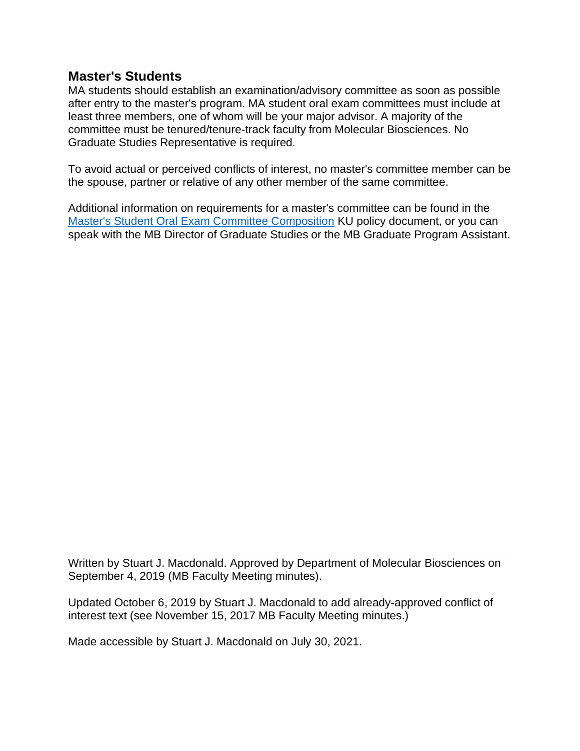## Master's Students

MA students should establish an examination/advisory committee as soon as possible after entry to the master's program. MA student oral exam committees must include at least three members, one of whom will be your major advisor. A majority of the committee must be tenured/tenure-track faculty from Molecular Biosciences. No Graduate Studies Representative is required.

To avoid actual or perceived conflicts of interest, no master's committee member can be the spouse, partner or relative of any other member of the same committee.

Additional information on requirements for a master's committee can be found in the Master's Student Oral Exam Committee Composition KU policy document, or you can speak with the MB Director of Graduate Studies or the MB Graduate Program Assistant.

---

Written by Stuart J. Macdonald. Approved by Department of Molecular Biosciences on September 4, 2019 (MB Faculty Meeting minutes).

Updated October 6, 2019 by Stuart J. Macdonald to add already-approved conflict of interest text (see November 15, 2017 MB Faculty Meeting minutes.)

Made accessible by Stuart J. Macdonald on July 30, 2021.